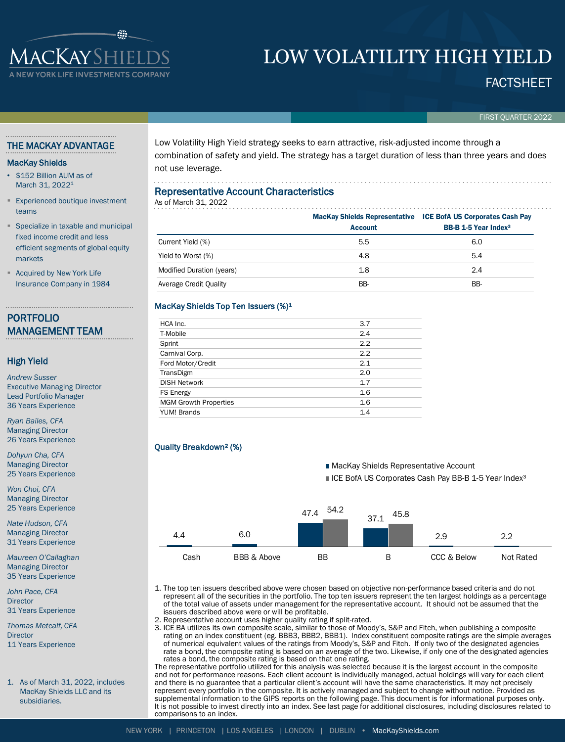# LOW VOLATILITY HIGH YIELD

FACTSHEET

FIRST QUARTER 2022

## THE MACKAY ADVANTAGE

### MacKay Shields

- $152 Billion AUM as of March 31, 2022[1]
- Experienced boutique investment teams
- Specialize in taxable and municipal fixed income credit and less efficient segments of global equity markets
- Acquired by New York Life Insurance Company in 1984

## PORTFOLIO MANAGEMENT TEAM

### High Yield

*Andrew Susser*
Executive Managing Director
Lead Portfolio Manager
36 Years Experience

*Ryan Bailes, CFA*
Managing Director
26 Years Experience

*Dohyun Cha, CFA*
Managing Director
25 Years Experience

*Won Choi, CFA*
Managing Director
25 Years Experience

*Nate Hudson, CFA*
Managing Director
31 Years Experience

*Maureen O'Callaghan*
Managing Director
35 Years Experience

*John Pace, CFA*
Director
31 Years Experience

*Thomas Metcalf, CFA*
Director
11 Years Experience

1. As of March 31, 2022, includes MacKay Shields LLC and its subsidiaries.

---

Low Volatility High Yield strategy seeks to earn attractive, risk-adjusted income through a combination of safety and yield. The strategy has a target duration of less than three years and does not use leverage.

## Representative Account Characteristics

As of March 31, 2022

| | MacKay Shields Representative Account | ICE BofA US Corporates Cash Pay BB-B 1-5 Year Index[3] |
|---|---|---|
| Current Yield (%) | 5.5 | 6.0 |
| Yield to Worst (%) | 4.8 | 5.4 |
| Modified Duration (years) | 1.8 | 2.4 |
| Average Credit Quality | BB- | BB- |

## MacKay Shields Top Ten Issuers (%)[1]

| | |
|---|---|
| HCA Inc. | 3.7 |
| T-Mobile | 2.4 |
| Sprint | 2.2 |
| Carnival Corp. | 2.2 |
| Ford Motor/Credit | 2.1 |
| TransDigm | 2.0 |
| DISH Network | 1.7 |
| FS Energy | 1.6 |
| MGM Growth Properties | 1.6 |
| YUM! Brands | 1.4 |

## Quality Breakdown[2] (%)

| | MacKay Shields Representative Account | ICE BofA US Corporates Cash Pay BB-B 1-5 Year Index[3] |
|---|---|---|
| Cash | 4.4 | |
| BBB & Above | 6.0 | |
| BB | 47.4 | 54.2 |
| B | 37.1 | 45.8 |
| CCC & Below | 2.9 | |
| Not Rated | 2.2 | |

1. The top ten issuers described above were chosen based on objective non-performance based criteria and do not represent all of the securities in the portfolio. The top ten issuers represent the ten largest holdings as a percentage of the total value of assets under management for the representative account. It should not be assumed that the issuers described above were or will be profitable.
2. Representative account uses higher quality rating if split-rated.
3. ICE BA utilizes its own composite scale, similar to those of Moody's, S&P and Fitch, when publishing a composite rating on an index constituent (eg. BBB3, BBB2, BBB1). Index constituent composite ratings are the simple averages of numerical equivalent values of the ratings from Moody's, S&P and Fitch. If only two of the designated agencies rate a bond, the composite rating is based on an average of the two. Likewise, if only one of the designated agencies rates a bond, the composite rating is based on that one rating.

The representative portfolio utilized for this analysis was selected because it is the largest account in the composite and not for performance reasons. Each client account is individually managed, actual holdings will vary for each client and there is no guarantee that a particular client's account will have the same characteristics. It may not precisely represent every portfolio in the composite. It is actively managed and subject to change without notice. Provided as supplemental information to the GIPS reports on the following page. This document is for informational purposes only. It is not possible to invest directly into an index. See last page for additional disclosures, including disclosures related to comparisons to an index.

NEW YORK | PRINCETON | LOS ANGELES | LONDON | DUBLIN • MacKayShields.com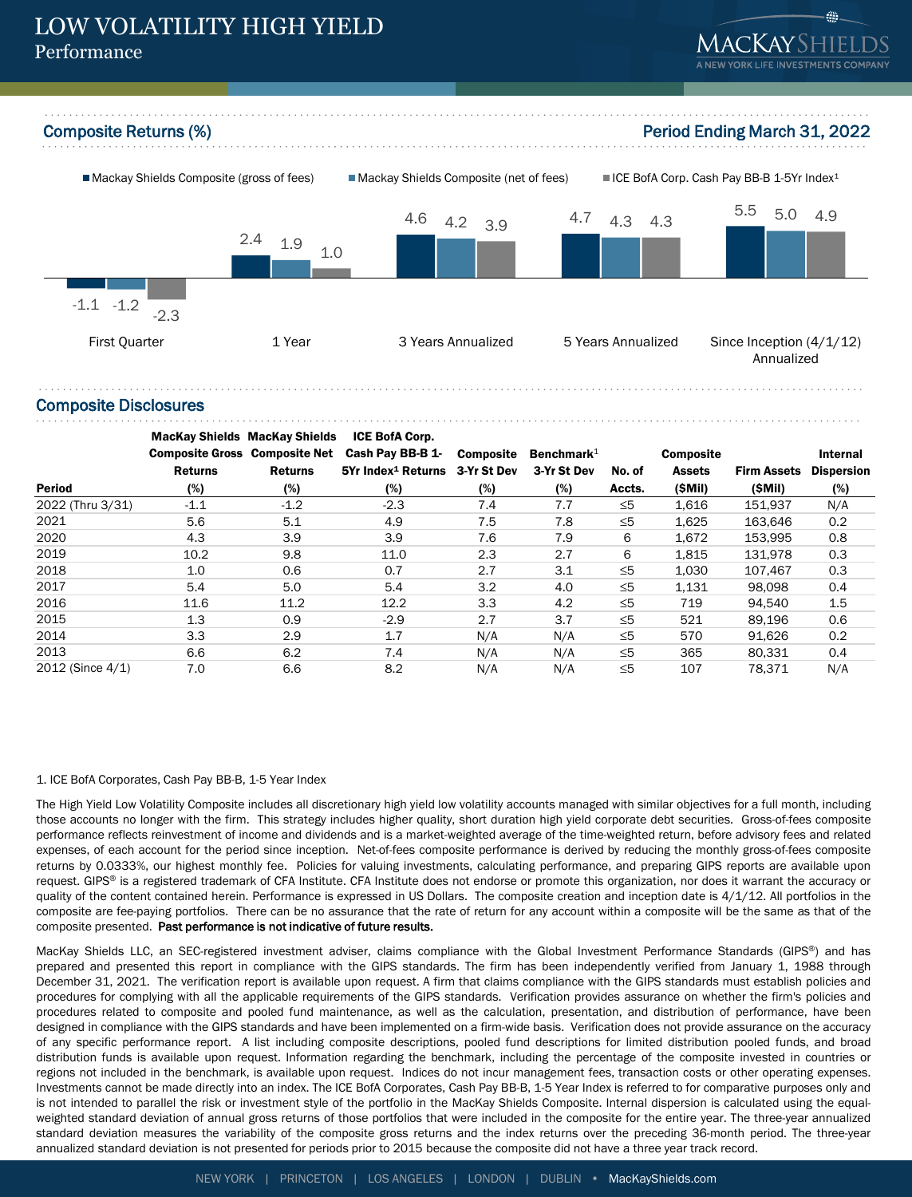# LOW VOLATILITY HIGH YIELD

## Performance

### Composite Returns (%)

Period Ending March 31, 2022

| | Mackay Shields Composite (gross of fees) | Mackay Shields Composite (net of fees) | ICE BofA Corp. Cash Pay BB-B 1-5Yr Index[1] |
|---|---|---|---|
| First Quarter | -1.1 | -1.2 | -2.3 |
| 1 Year | 2.4 | 1.9 | 1.0 |
| 3 Years Annualized | 4.6 | 4.2 | 3.9 |
| 5 Years Annualized | 4.7 | 4.3 | 4.3 |
| Since Inception (4/1/12) Annualized | 5.5 | 5.0 | 4.9 |

### Composite Disclosures

| Period | MacKay Shields Composite Gross Returns (%) | MacKay Shields Composite Net Returns (%) | ICE BofA Corp. Cash Pay BB-B 1-5Yr Index[1] Returns (%) | Composite 3-Yr St Dev (%) | Benchmark[1] 3-Yr St Dev (%) | No. of Accts. | Composite Assets ($Mil) | Firm Assets ($Mil) | Internal Dispersion (%) |
|---|---|---|---|---|---|---|---|---|---|
| 2022 (Thru 3/31) | -1.1 | -1.2 | -2.3 | 7.4 | 7.7 | ≤5 | 1,616 | 151,937 | N/A |
| 2021 | 5.6 | 5.1 | 4.9 | 7.5 | 7.8 | ≤5 | 1,625 | 163,646 | 0.2 |
| 2020 | 4.3 | 3.9 | 3.9 | 7.6 | 7.9 | 6 | 1,672 | 153,995 | 0.8 |
| 2019 | 10.2 | 9.8 | 11.0 | 2.3 | 2.7 | 6 | 1,815 | 131,978 | 0.3 |
| 2018 | 1.0 | 0.6 | 0.7 | 2.7 | 3.1 | ≤5 | 1,030 | 107,467 | 0.3 |
| 2017 | 5.4 | 5.0 | 5.4 | 3.2 | 4.0 | ≤5 | 1,131 | 98,098 | 0.4 |
| 2016 | 11.6 | 11.2 | 12.2 | 3.3 | 4.2 | ≤5 | 719 | 94,540 | 1.5 |
| 2015 | 1.3 | 0.9 | -2.9 | 2.7 | 3.7 | ≤5 | 521 | 89,196 | 0.6 |
| 2014 | 3.3 | 2.9 | 1.7 | N/A | N/A | ≤5 | 570 | 91,626 | 0.2 |
| 2013 | 6.6 | 6.2 | 7.4 | N/A | N/A | ≤5 | 365 | 80,331 | 0.4 |
| 2012 (Since 4/1) | 7.0 | 6.6 | 8.2 | N/A | N/A | ≤5 | 107 | 78,371 | N/A |

1. ICE BofA Corporates, Cash Pay BB-B, 1-5 Year Index

The High Yield Low Volatility Composite includes all discretionary high yield low volatility accounts managed with similar objectives for a full month, including those accounts no longer with the firm. This strategy includes higher quality, short duration high yield corporate debt securities. Gross-of-fees composite performance reflects reinvestment of income and dividends and is a market-weighted average of the time-weighted return, before advisory fees and related expenses, of each account for the period since inception. Net-of-fees composite performance is derived by reducing the monthly gross-of-fees composite returns by 0.0333%, our highest monthly fee. Policies for valuing investments, calculating performance, and preparing GIPS reports are available upon request. GIPS® is a registered trademark of CFA Institute. CFA Institute does not endorse or promote this organization, nor does it warrant the accuracy or quality of the content contained herein. Performance is expressed in US Dollars. The composite creation and inception date is 4/1/12. All portfolios in the composite are fee-paying portfolios. There can be no assurance that the rate of return for any account within a composite will be the same as that of the composite presented. **Past performance is not indicative of future results.**

MacKay Shields LLC, an SEC-registered investment adviser, claims compliance with the Global Investment Performance Standards (GIPS®) and has prepared and presented this report in compliance with the GIPS standards. The firm has been independently verified from January 1, 1988 through December 31, 2021. The verification report is available upon request. A firm that claims compliance with the GIPS standards must establish policies and procedures for complying with all the applicable requirements of the GIPS standards. Verification provides assurance on whether the firm's policies and procedures related to composite and pooled fund maintenance, as well as the calculation, presentation, and distribution of performance, have been designed in compliance with the GIPS standards and have been implemented on a firm-wide basis. Verification does not provide assurance on the accuracy of any specific performance report. A list including composite descriptions, pooled fund descriptions for limited distribution pooled funds, and broad distribution funds is available upon request. Information regarding the benchmark, including the percentage of the composite invested in countries or regions not included in the benchmark, is available upon request. Indices do not incur management fees, transaction costs or other operating expenses. Investments cannot be made directly into an index. The ICE BofA Corporates, Cash Pay BB-B, 1-5 Year Index is referred to for comparative purposes only and is not intended to parallel the risk or investment style of the portfolio in the MacKay Shields Composite. Internal dispersion is calculated using the equal-weighted standard deviation of annual gross returns of those portfolios that were included in the composite for the entire year. The three-year annualized standard deviation measures the variability of the composite gross returns and the index returns over the preceding 36-month period. The three-year annualized standard deviation is not presented for periods prior to 2015 because the composite did not have a three year track record.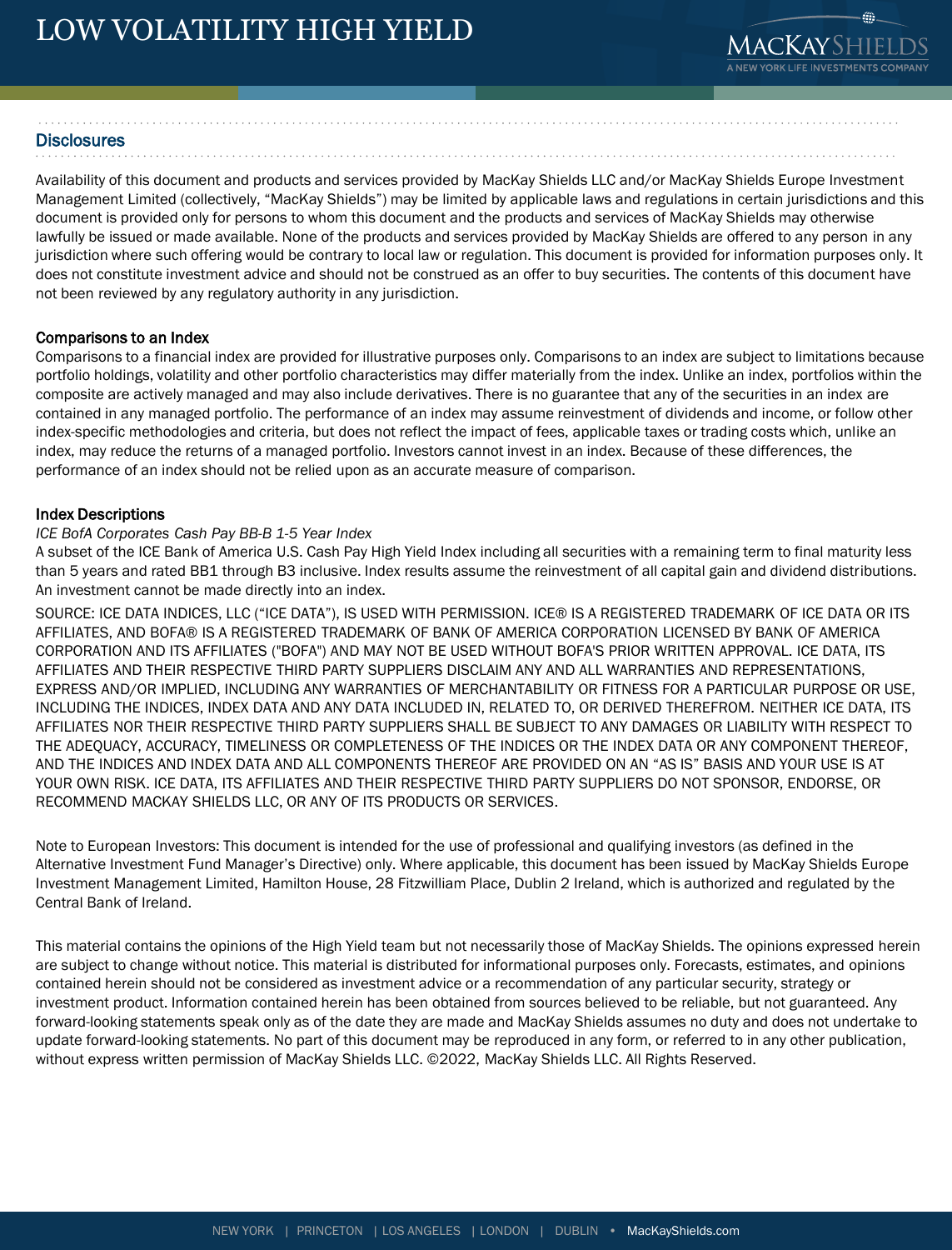## Disclosures

Availability of this document and products and services provided by MacKay Shields LLC and/or MacKay Shields Europe Investment Management Limited (collectively, "MacKay Shields") may be limited by applicable laws and regulations in certain jurisdictions and this document is provided only for persons to whom this document and the products and services of MacKay Shields may otherwise lawfully be issued or made available. None of the products and services provided by MacKay Shields are offered to any person in any jurisdiction where such offering would be contrary to local law or regulation. This document is provided for information purposes only. It does not constitute investment advice and should not be construed as an offer to buy securities. The contents of this document have not been reviewed by any regulatory authority in any jurisdiction.

### Comparisons to an Index

Comparisons to a financial index are provided for illustrative purposes only. Comparisons to an index are subject to limitations because portfolio holdings, volatility and other portfolio characteristics may differ materially from the index. Unlike an index, portfolios within the composite are actively managed and may also include derivatives. There is no guarantee that any of the securities in an index are contained in any managed portfolio. The performance of an index may assume reinvestment of dividends and income, or follow other index-specific methodologies and criteria, but does not reflect the impact of fees, applicable taxes or trading costs which, unlike an index, may reduce the returns of a managed portfolio. Investors cannot invest in an index. Because of these differences, the performance of an index should not be relied upon as an accurate measure of comparison.

### Index Descriptions

*ICE BofA Corporates Cash Pay BB-B 1-5 Year Index*

A subset of the ICE Bank of America U.S. Cash Pay High Yield Index including all securities with a remaining term to final maturity less than 5 years and rated BB1 through B3 inclusive. Index results assume the reinvestment of all capital gain and dividend distributions. An investment cannot be made directly into an index.

SOURCE: ICE DATA INDICES, LLC ("ICE DATA"), IS USED WITH PERMISSION. ICE® IS A REGISTERED TRADEMARK OF ICE DATA OR ITS AFFILIATES, AND BOFA® IS A REGISTERED TRADEMARK OF BANK OF AMERICA CORPORATION LICENSED BY BANK OF AMERICA CORPORATION AND ITS AFFILIATES ("BOFA") AND MAY NOT BE USED WITHOUT BOFA'S PRIOR WRITTEN APPROVAL. ICE DATA, ITS AFFILIATES AND THEIR RESPECTIVE THIRD PARTY SUPPLIERS DISCLAIM ANY AND ALL WARRANTIES AND REPRESENTATIONS, EXPRESS AND/OR IMPLIED, INCLUDING ANY WARRANTIES OF MERCHANTABILITY OR FITNESS FOR A PARTICULAR PURPOSE OR USE, INCLUDING THE INDICES, INDEX DATA AND ANY DATA INCLUDED IN, RELATED TO, OR DERIVED THEREFROM. NEITHER ICE DATA, ITS AFFILIATES NOR THEIR RESPECTIVE THIRD PARTY SUPPLIERS SHALL BE SUBJECT TO ANY DAMAGES OR LIABILITY WITH RESPECT TO THE ADEQUACY, ACCURACY, TIMELINESS OR COMPLETENESS OF THE INDICES OR THE INDEX DATA OR ANY COMPONENT THEREOF, AND THE INDICES AND INDEX DATA AND ALL COMPONENTS THEREOF ARE PROVIDED ON AN "AS IS" BASIS AND YOUR USE IS AT YOUR OWN RISK. ICE DATA, ITS AFFILIATES AND THEIR RESPECTIVE THIRD PARTY SUPPLIERS DO NOT SPONSOR, ENDORSE, OR RECOMMEND MACKAY SHIELDS LLC, OR ANY OF ITS PRODUCTS OR SERVICES.

Note to European Investors: This document is intended for the use of professional and qualifying investors (as defined in the Alternative Investment Fund Manager's Directive) only. Where applicable, this document has been issued by MacKay Shields Europe Investment Management Limited, Hamilton House, 28 Fitzwilliam Place, Dublin 2 Ireland, which is authorized and regulated by the Central Bank of Ireland.

This material contains the opinions of the High Yield team but not necessarily those of MacKay Shields. The opinions expressed herein are subject to change without notice. This material is distributed for informational purposes only. Forecasts, estimates, and opinions contained herein should not be considered as investment advice or a recommendation of any particular security, strategy or investment product. Information contained herein has been obtained from sources believed to be reliable, but not guaranteed. Any forward-looking statements speak only as of the date they are made and MacKay Shields assumes no duty and does not undertake to update forward-looking statements. No part of this document may be reproduced in any form, or referred to in any other publication, without express written permission of MacKay Shields LLC. ©2022, MacKay Shields LLC. All Rights Reserved.